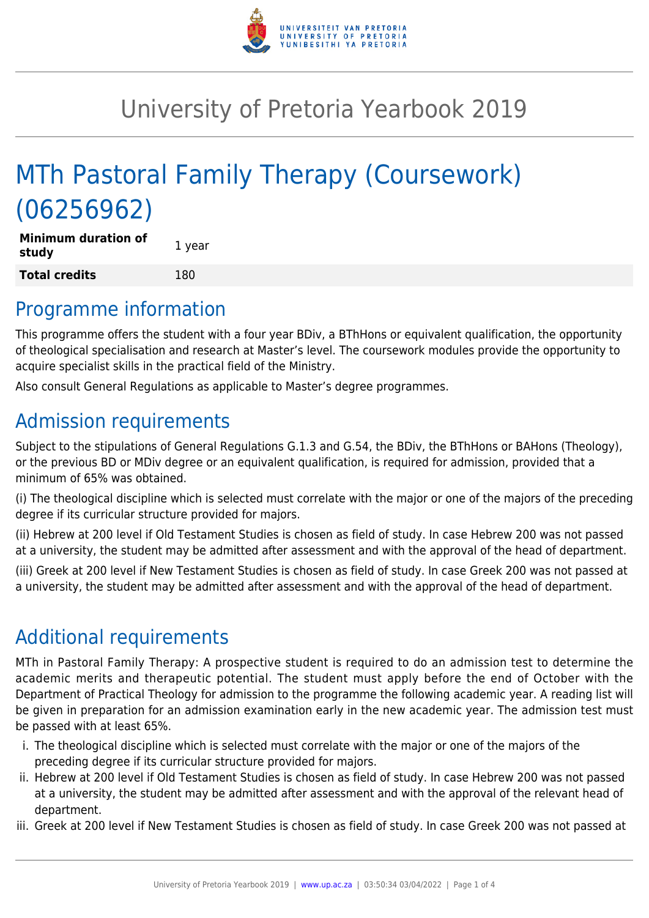# University of Pretoria Yearbook 2019

# MTh Pastoral Family Therapy (Coursework) (06256962)

| | |
|---|---|
| **Minimum duration of study** | 1 year |
| **Total credits** | 180 |

## Programme information

This programme offers the student with a four year BDiv, a BThHons or equivalent qualification, the opportunity of theological specialisation and research at Master's level. The coursework modules provide the opportunity to acquire specialist skills in the practical field of the Ministry.

Also consult General Regulations as applicable to Master's degree programmes.

## Admission requirements

Subject to the stipulations of General Regulations G.1.3 and G.54, the BDiv, the BThHons or BAHons (Theology), or the previous BD or MDiv degree or an equivalent qualification, is required for admission, provided that a minimum of 65% was obtained.

(i) The theological discipline which is selected must correlate with the major or one of the majors of the preceding degree if its curricular structure provided for majors.

(ii) Hebrew at 200 level if Old Testament Studies is chosen as field of study. In case Hebrew 200 was not passed at a university, the student may be admitted after assessment and with the approval of the head of department.

(iii) Greek at 200 level if New Testament Studies is chosen as field of study. In case Greek 200 was not passed at a university, the student may be admitted after assessment and with the approval of the head of department.

## Additional requirements

MTh in Pastoral Family Therapy: A prospective student is required to do an admission test to determine the academic merits and therapeutic potential. The student must apply before the end of October with the Department of Practical Theology for admission to the programme the following academic year. A reading list will be given in preparation for an admission examination early in the new academic year. The admission test must be passed with at least 65%.

i. The theological discipline which is selected must correlate with the major or one of the majors of the preceding degree if its curricular structure provided for majors.
ii. Hebrew at 200 level if Old Testament Studies is chosen as field of study. In case Hebrew 200 was not passed at a university, the student may be admitted after assessment and with the approval of the relevant head of department.
iii. Greek at 200 level if New Testament Studies is chosen as field of study. In case Greek 200 was not passed at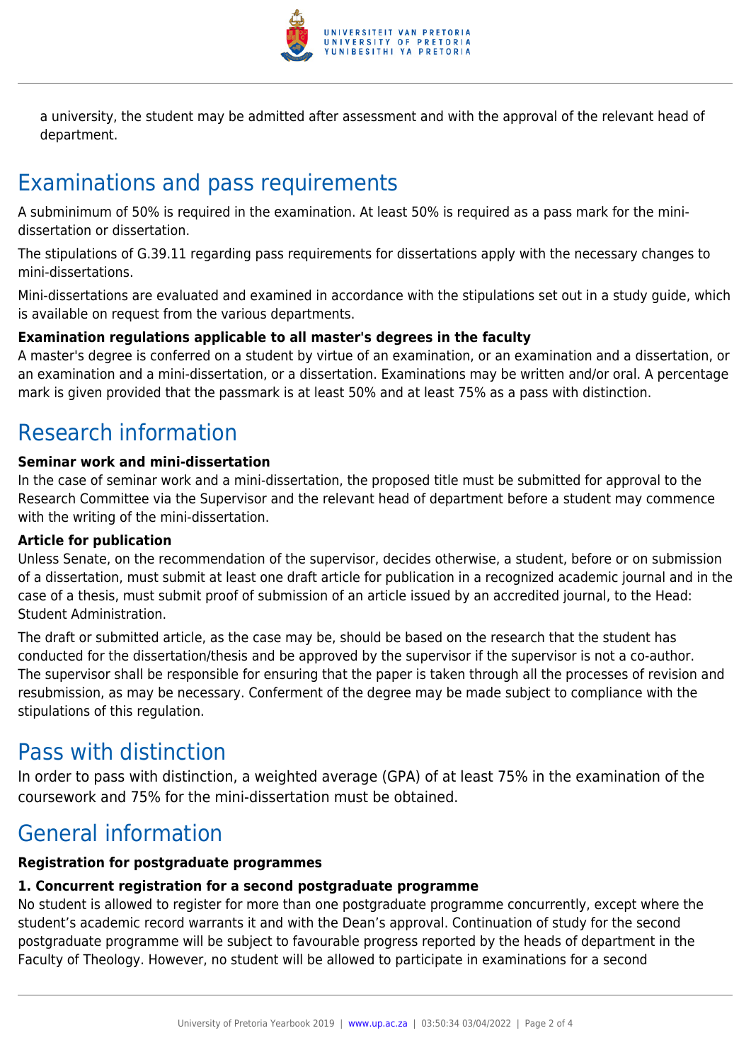a university, the student may be admitted after assessment and with the approval of the relevant head of department.

## Examinations and pass requirements

A subminimum of 50% is required in the examination. At least 50% is required as a pass mark for the mini-dissertation or dissertation.

The stipulations of G.39.11 regarding pass requirements for dissertations apply with the necessary changes to mini-dissertations.

Mini-dissertations are evaluated and examined in accordance with the stipulations set out in a study guide, which is available on request from the various departments.

**Examination regulations applicable to all master's degrees in the faculty**

A master's degree is conferred on a student by virtue of an examination, or an examination and a dissertation, or an examination and a mini-dissertation, or a dissertation. Examinations may be written and/or oral. A percentage mark is given provided that the passmark is at least 50% and at least 75% as a pass with distinction.

## Research information

**Seminar work and mini-dissertation**

In the case of seminar work and a mini-dissertation, the proposed title must be submitted for approval to the Research Committee via the Supervisor and the relevant head of department before a student may commence with the writing of the mini-dissertation.

**Article for publication**

Unless Senate, on the recommendation of the supervisor, decides otherwise, a student, before or on submission of a dissertation, must submit at least one draft article for publication in a recognized academic journal and in the case of a thesis, must submit proof of submission of an article issued by an accredited journal, to the Head: Student Administration.

The draft or submitted article, as the case may be, should be based on the research that the student has conducted for the dissertation/thesis and be approved by the supervisor if the supervisor is not a co-author. The supervisor shall be responsible for ensuring that the paper is taken through all the processes of revision and resubmission, as may be necessary. Conferment of the degree may be made subject to compliance with the stipulations of this regulation.

## Pass with distinction

In order to pass with distinction, a weighted average (GPA) of at least 75% in the examination of the coursework and 75% for the mini-dissertation must be obtained.

## General information

**Registration for postgraduate programmes**

**1. Concurrent registration for a second postgraduate programme**

No student is allowed to register for more than one postgraduate programme concurrently, except where the student's academic record warrants it and with the Dean's approval. Continuation of study for the second postgraduate programme will be subject to favourable progress reported by the heads of department in the Faculty of Theology. However, no student will be allowed to participate in examinations for a second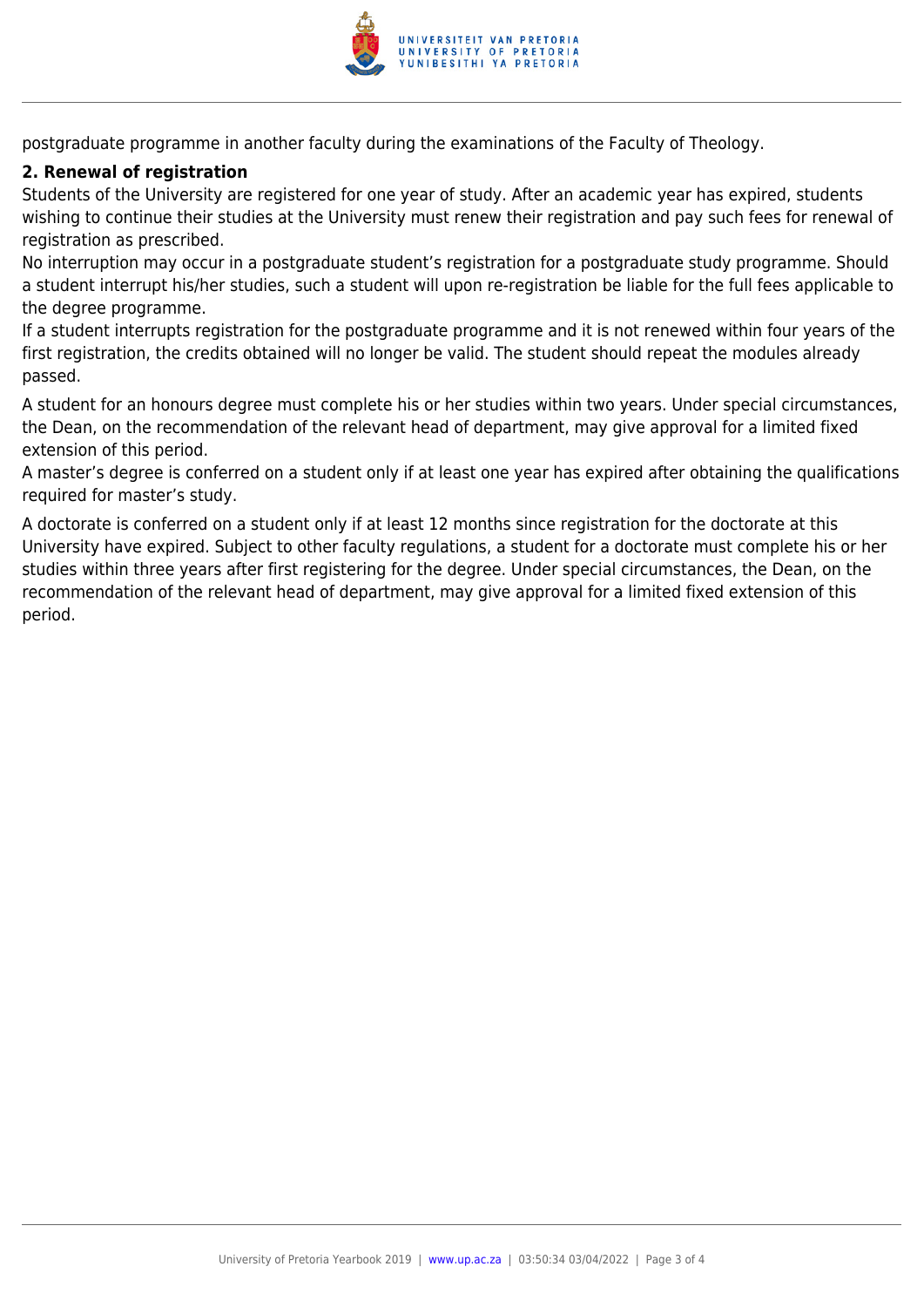postgraduate programme in another faculty during the examinations of the Faculty of Theology.

**2. Renewal of registration**

Students of the University are registered for one year of study. After an academic year has expired, students wishing to continue their studies at the University must renew their registration and pay such fees for renewal of registration as prescribed.

No interruption may occur in a postgraduate student's registration for a postgraduate study programme. Should a student interrupt his/her studies, such a student will upon re-registration be liable for the full fees applicable to the degree programme.

If a student interrupts registration for the postgraduate programme and it is not renewed within four years of the first registration, the credits obtained will no longer be valid. The student should repeat the modules already passed.

A student for an honours degree must complete his or her studies within two years. Under special circumstances, the Dean, on the recommendation of the relevant head of department, may give approval for a limited fixed extension of this period.

A master's degree is conferred on a student only if at least one year has expired after obtaining the qualifications required for master's study.

A doctorate is conferred on a student only if at least 12 months since registration for the doctorate at this University have expired. Subject to other faculty regulations, a student for a doctorate must complete his or her studies within three years after first registering for the degree. Under special circumstances, the Dean, on the recommendation of the relevant head of department, may give approval for a limited fixed extension of this period.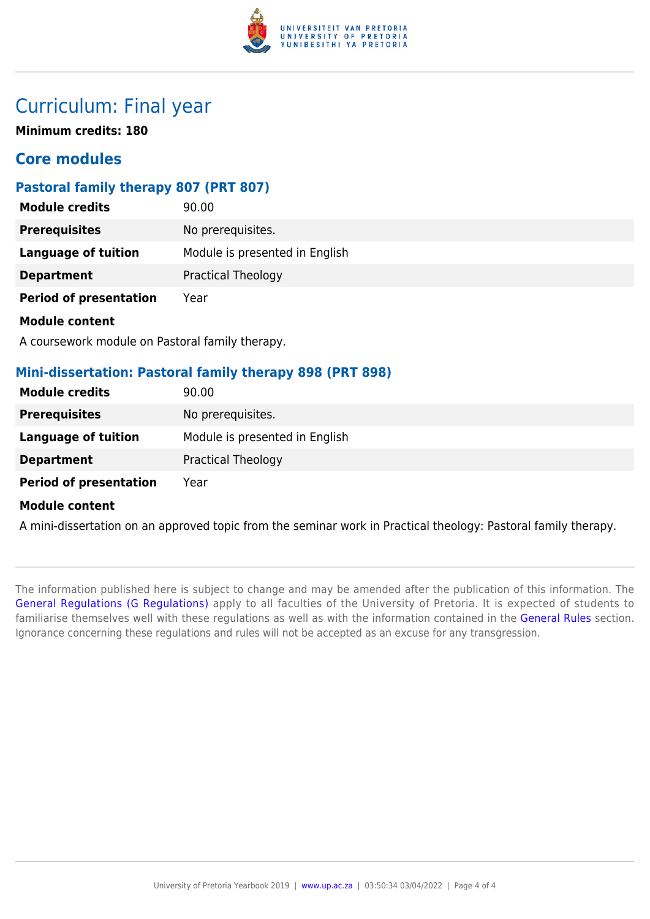# Curriculum: Final year

**Minimum credits: 180**

## Core modules

### Pastoral family therapy 807 (PRT 807)

| | |
|---|---|
| **Module credits** | 90.00 |
| **Prerequisites** | No prerequisites. |
| **Language of tuition** | Module is presented in English |
| **Department** | Practical Theology |
| **Period of presentation** | Year |

**Module content**

A coursework module on Pastoral family therapy.

### Mini-dissertation: Pastoral family therapy 898 (PRT 898)

| | |
|---|---|
| **Module credits** | 90.00 |
| **Prerequisites** | No prerequisites. |
| **Language of tuition** | Module is presented in English |
| **Department** | Practical Theology |
| **Period of presentation** | Year |

**Module content**

A mini-dissertation on an approved topic from the seminar work in Practical theology: Pastoral family therapy.

The information published here is subject to change and may be amended after the publication of this information. The General Regulations (G Regulations) apply to all faculties of the University of Pretoria. It is expected of students to familiarise themselves well with these regulations as well as with the information contained in the General Rules section. Ignorance concerning these regulations and rules will not be accepted as an excuse for any transgression.